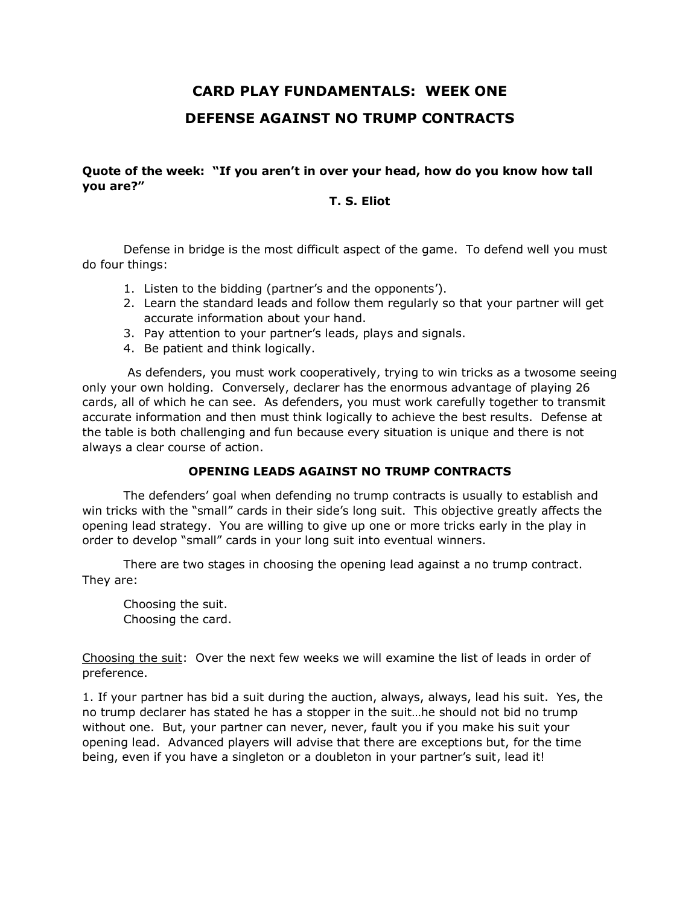# CARD PLAY FUNDAMENTALS: WEEK ONE

## DEFENSE AGAINST NO TRUMP CONTRACTS

**Quote of the week: "If you aren't in over your head, how do you know how tall you are?"**

**T. S. Eliot**

Defense in bridge is the most difficult aspect of the game. To defend well you must do four things:

1. Listen to the bidding (partner's and the opponents').
2. Learn the standard leads and follow them regularly so that your partner will get accurate information about your hand.
3. Pay attention to your partner's leads, plays and signals.
4. Be patient and think logically.

As defenders, you must work cooperatively, trying to win tricks as a twosome seeing only your own holding. Conversely, declarer has the enormous advantage of playing 26 cards, all of which he can see. As defenders, you must work carefully together to transmit accurate information and then must think logically to achieve the best results. Defense at the table is both challenging and fun because every situation is unique and there is not always a clear course of action.

### OPENING LEADS AGAINST NO TRUMP CONTRACTS

The defenders' goal when defending no trump contracts is usually to establish and win tricks with the "small" cards in their side's long suit. This objective greatly affects the opening lead strategy. You are willing to give up one or more tricks early in the play in order to develop "small" cards in your long suit into eventual winners.

There are two stages in choosing the opening lead against a no trump contract. They are:

Choosing the suit.
Choosing the card.

Choosing the suit: Over the next few weeks we will examine the list of leads in order of preference.

1. If your partner has bid a suit during the auction, always, always, lead his suit. Yes, the no trump declarer has stated he has a stopper in the suit…he should not bid no trump without one. But, your partner can never, never, fault you if you make his suit your opening lead. Advanced players will advise that there are exceptions but, for the time being, even if you have a singleton or a doubleton in your partner's suit, lead it!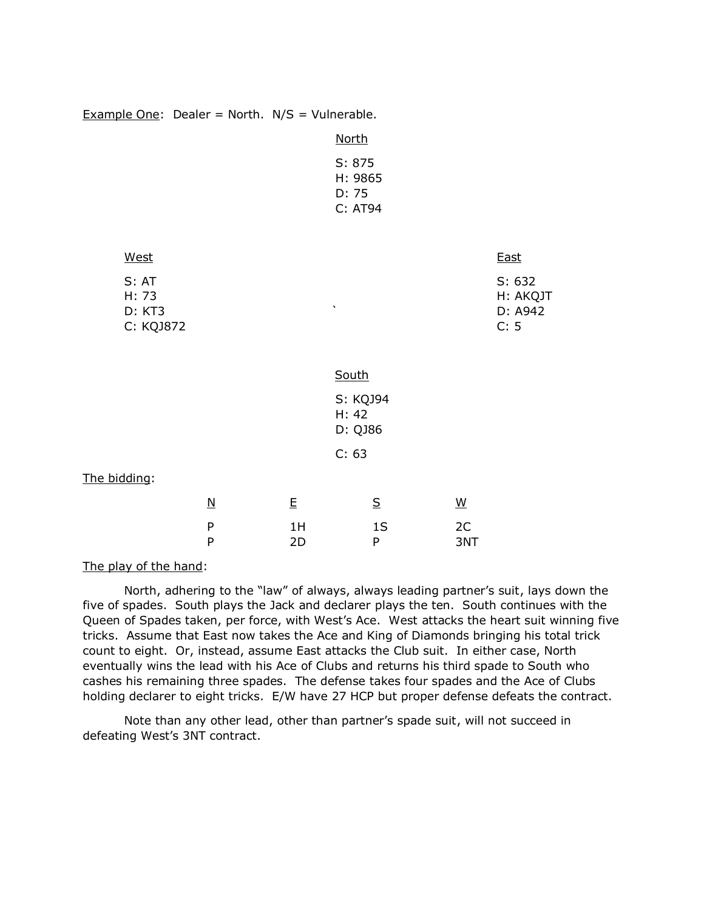Example One: Dealer = North. N/S = Vulnerable.

North

S: 875
H: 9865
D: 75
C: AT94

West

S: AT
H: 73
D: KT3
C: KQJ872

East

S: 632
H: AKQJT
D: A942
C: 5

South

S: KQJ94
H: 42
D: QJ86
C: 63

The bidding:

| N | E | S | W |
|---|---|---|---|
| P | 1H | 1S | 2C |
| P | 2D | P | 3NT |

The play of the hand:

North, adhering to the "law" of always, always leading partner's suit, lays down the five of spades. South plays the Jack and declarer plays the ten. South continues with the Queen of Spades taken, per force, with West's Ace. West attacks the heart suit winning five tricks. Assume that East now takes the Ace and King of Diamonds bringing his total trick count to eight. Or, instead, assume East attacks the Club suit. In either case, North eventually wins the lead with his Ace of Clubs and returns his third spade to South who cashes his remaining three spades. The defense takes four spades and the Ace of Clubs holding declarer to eight tricks. E/W have 27 HCP but proper defense defeats the contract.

Note than any other lead, other than partner's spade suit, will not succeed in defeating West's 3NT contract.